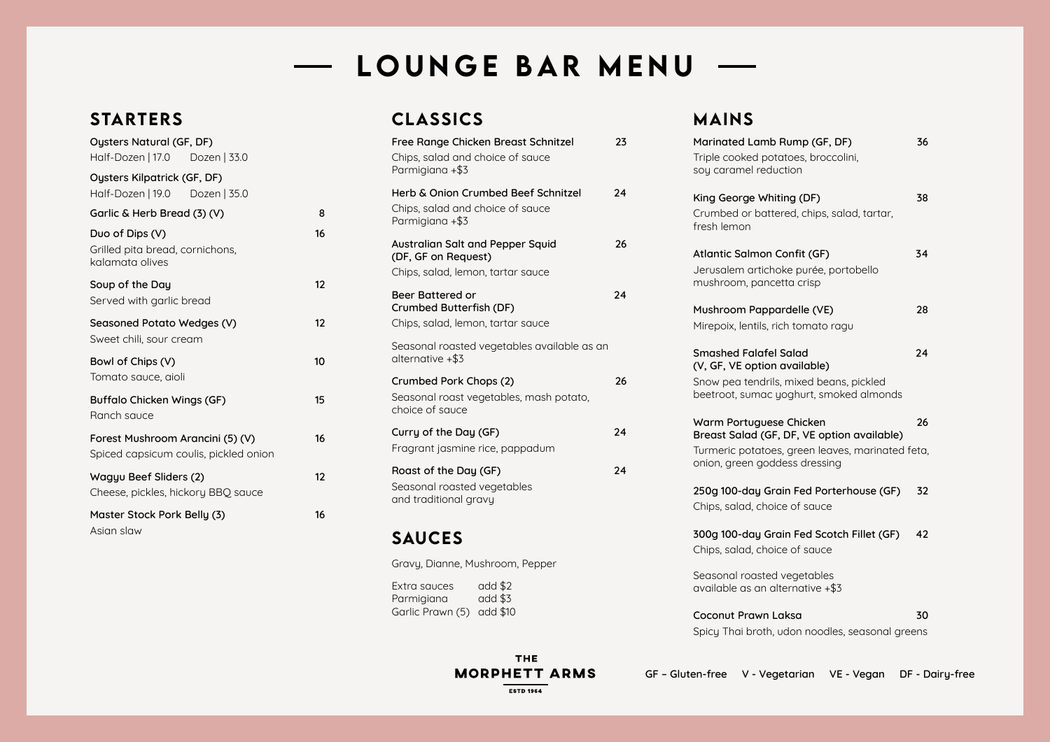# LOUNGE BAR MENU

## STARTERS

**Oysters Natural (GF, DF)**
Half-Dozen | 17.0 Dozen | 33.0

**Oysters Kilpatrick (GF, DF)**
Half-Dozen | 19.0 Dozen | 35.0

**Garlic & Herb Bread (3) (V)** 8

**Duo of Dips (V)** 16
Grilled pita bread, cornichons, kalamata olives

**Soup of the Day** 12
Served with garlic bread

**Seasoned Potato Wedges (V)** 12
Sweet chili, sour cream

**Bowl of Chips (V)** 10
Tomato sauce, aioli

**Buffalo Chicken Wings (GF)** 15
Ranch sauce

**Forest Mushroom Arancini (5) (V)** 16
Spiced capsicum coulis, pickled onion

**Wagyu Beef Sliders (2)** 12
Cheese, pickles, hickory BBQ sauce

**Master Stock Pork Belly (3)** 16
Asian slaw

## CLASSICS

**Free Range Chicken Breast Schnitzel** 23
Chips, salad and choice of sauce
Parmigiana +$3

**Herb & Onion Crumbed Beef Schnitzel** 24
Chips, salad and choice of sauce
Parmigiana +$3

**Australian Salt and Pepper Squid (DF, GF on Request)** 26
Chips, salad, lemon, tartar sauce

**Beer Battered or Crumbed Butterfish (DF)** 24
Chips, salad, lemon, tartar sauce

Seasonal roasted vegetables available as an alternative +$3

**Crumbed Pork Chops (2)** 26
Seasonal roast vegetables, mash potato, choice of sauce

**Curry of the Day (GF)** 24
Fragrant jasmine rice, pappadum

**Roast of the Day (GF)** 24
Seasonal roasted vegetables and traditional gravy

## SAUCES

Gravy, Dianne, Mushroom, Pepper

| | |
|---|---|
| Extra sauces | add $2 |
| Parmigiana | add $3 |
| Garlic Prawn (5) | add $10 |

## MAINS

**Marinated Lamb Rump (GF, DF)** 36
Triple cooked potatoes, broccolini, soy caramel reduction

**King George Whiting (DF)** 38
Crumbed or battered, chips, salad, tartar, fresh lemon

**Atlantic Salmon Confit (GF)** 34
Jerusalem artichoke purée, portobello mushroom, pancetta crisp

**Mushroom Pappardelle (VE)** 28
Mirepoix, lentils, rich tomato ragu

**Smashed Falafel Salad (V, GF, VE option available)** 24
Snow pea tendrils, mixed beans, pickled beetroot, sumac yoghurt, smoked almonds

**Warm Portuguese Chicken Breast Salad (GF, DF, VE option available)** 26
Turmeric potatoes, green leaves, marinated feta, onion, green goddess dressing

**250g 100-day Grain Fed Porterhouse (GF)** 32
Chips, salad, choice of sauce

**300g 100-day Grain Fed Scotch Fillet (GF)** 42
Chips, salad, choice of sauce

Seasonal roasted vegetables available as an alternative +$3

**Coconut Prawn Laksa** 30
Spicy Thai broth, udon noodles, seasonal greens

THE MORPHETT ARMS
ESTD 1964

GF – Gluten-free V - Vegetarian VE - Vegan DF - Dairy-free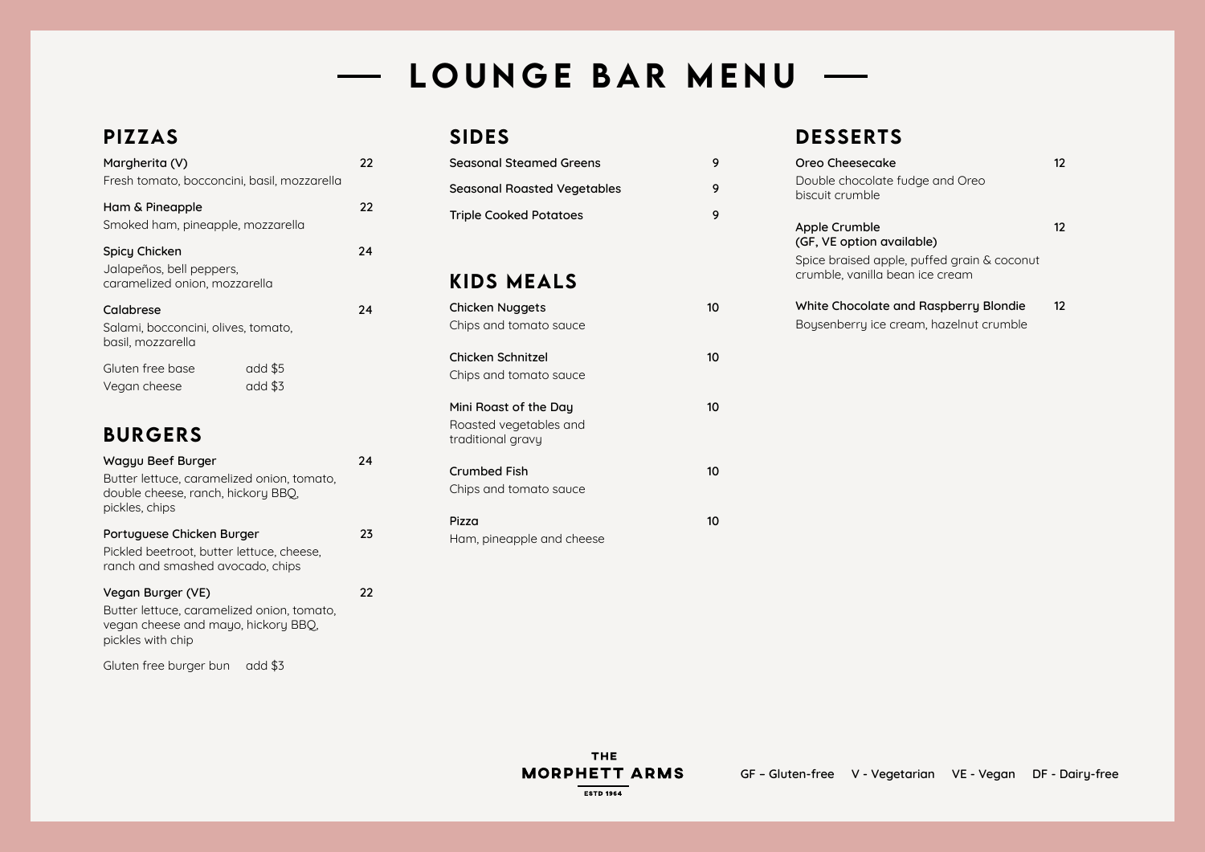# LOUNGE BAR MENU

## PIZZAS

**Margherita (V)** 22
Fresh tomato, bocconcini, basil, mozzarella

**Ham & Pineapple** 22
Smoked ham, pineapple, mozzarella

**Spicy Chicken** 24
Jalapeños, bell peppers, caramelized onion, mozzarella

**Calabrese** 24
Salami, bocconcini, olives, tomato, basil, mozzarella

| | |
|---|---|
| Gluten free base | add $5 |
| Vegan cheese | add $3 |

## BURGERS

**Wagyu Beef Burger** 24
Butter lettuce, caramelized onion, tomato, double cheese, ranch, hickory BBQ, pickles, chips

**Portuguese Chicken Burger** 23
Pickled beetroot, butter lettuce, cheese, ranch and smashed avocado, chips

**Vegan Burger (VE)** 22
Butter lettuce, caramelized onion, tomato, vegan cheese and mayo, hickory BBQ, pickles with chip

Gluten free burger bun add $3

## SIDES

**Seasonal Steamed Greens** 9

**Seasonal Roasted Vegetables** 9

**Triple Cooked Potatoes** 9

## KIDS MEALS

**Chicken Nuggets** 10
Chips and tomato sauce

**Chicken Schnitzel** 10
Chips and tomato sauce

**Mini Roast of the Day** 10
Roasted vegetables and traditional gravy

**Crumbed Fish** 10
Chips and tomato sauce

**Pizza** 10
Ham, pineapple and cheese

## DESSERTS

**Oreo Cheesecake** 12
Double chocolate fudge and Oreo biscuit crumble

**Apple Crumble (GF, VE option available)** 12
Spice braised apple, puffed grain & coconut crumble, vanilla bean ice cream

**White Chocolate and Raspberry Blondie** 12
Boysenberry ice cream, hazelnut crumble

THE MORPHETT ARMS
ESTD 1964

GF – Gluten-free V - Vegetarian VE - Vegan DF - Dairy-free